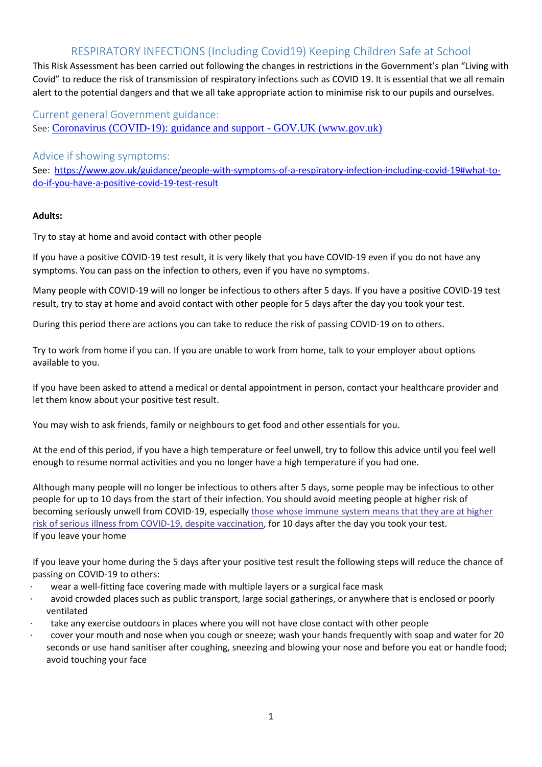# RESPIRATORY INFECTIONS (Including Covid19) Keeping Children Safe at School

This Risk Assessment has been carried out following the changes in restrictions in the Government's plan "Living with Covid" to reduce the risk of transmission of respiratory infections such as COVID 19. It is essential that we all remain alert to the potential dangers and that we all take appropriate action to minimise risk to our pupils and ourselves.

## Current general Government guidance:

See: [Coronavirus (COVID-19): guidance and support - GOV.UK (www.gov.uk)](https://www.gov.uk)

## Advice if showing symptoms:

See: [https://www.gov.uk/guidance/people-with-symptoms-of-a-respiratory-infection-including-covid-19#what-to-do-if-you-have-a-positive-covid-19-test-result](https://www.gov.uk/guidance/people-with-symptoms-of-a-respiratory-infection-including-covid-19#what-to-do-if-you-have-a-positive-covid-19-test-result)

**Adults:**

Try to stay at home and avoid contact with other people

If you have a positive COVID-19 test result, it is very likely that you have COVID-19 even if you do not have any symptoms. You can pass on the infection to others, even if you have no symptoms.

Many people with COVID-19 will no longer be infectious to others after 5 days. If you have a positive COVID-19 test result, try to stay at home and avoid contact with other people for 5 days after the day you took your test.

During this period there are actions you can take to reduce the risk of passing COVID-19 on to others.

Try to work from home if you can. If you are unable to work from home, talk to your employer about options available to you.

If you have been asked to attend a medical or dental appointment in person, contact your healthcare provider and let them know about your positive test result.

You may wish to ask friends, family or neighbours to get food and other essentials for you.

At the end of this period, if you have a high temperature or feel unwell, try to follow this advice until you feel well enough to resume normal activities and you no longer have a high temperature if you had one.

Although many people will no longer be infectious to others after 5 days, some people may be infectious to other people for up to 10 days from the start of their infection. You should avoid meeting people at higher risk of becoming seriously unwell from COVID-19, especially those whose immune system means that they are at higher risk of serious illness from COVID-19, despite vaccination, for 10 days after the day you took your test.

If you leave your home

If you leave your home during the 5 days after your positive test result the following steps will reduce the chance of passing on COVID-19 to others:

- wear a well-fitting face covering made with multiple layers or a surgical face mask
- avoid crowded places such as public transport, large social gatherings, or anywhere that is enclosed or poorly ventilated
- take any exercise outdoors in places where you will not have close contact with other people
- cover your mouth and nose when you cough or sneeze; wash your hands frequently with soap and water for 20 seconds or use hand sanitiser after coughing, sneezing and blowing your nose and before you eat or handle food; avoid touching your face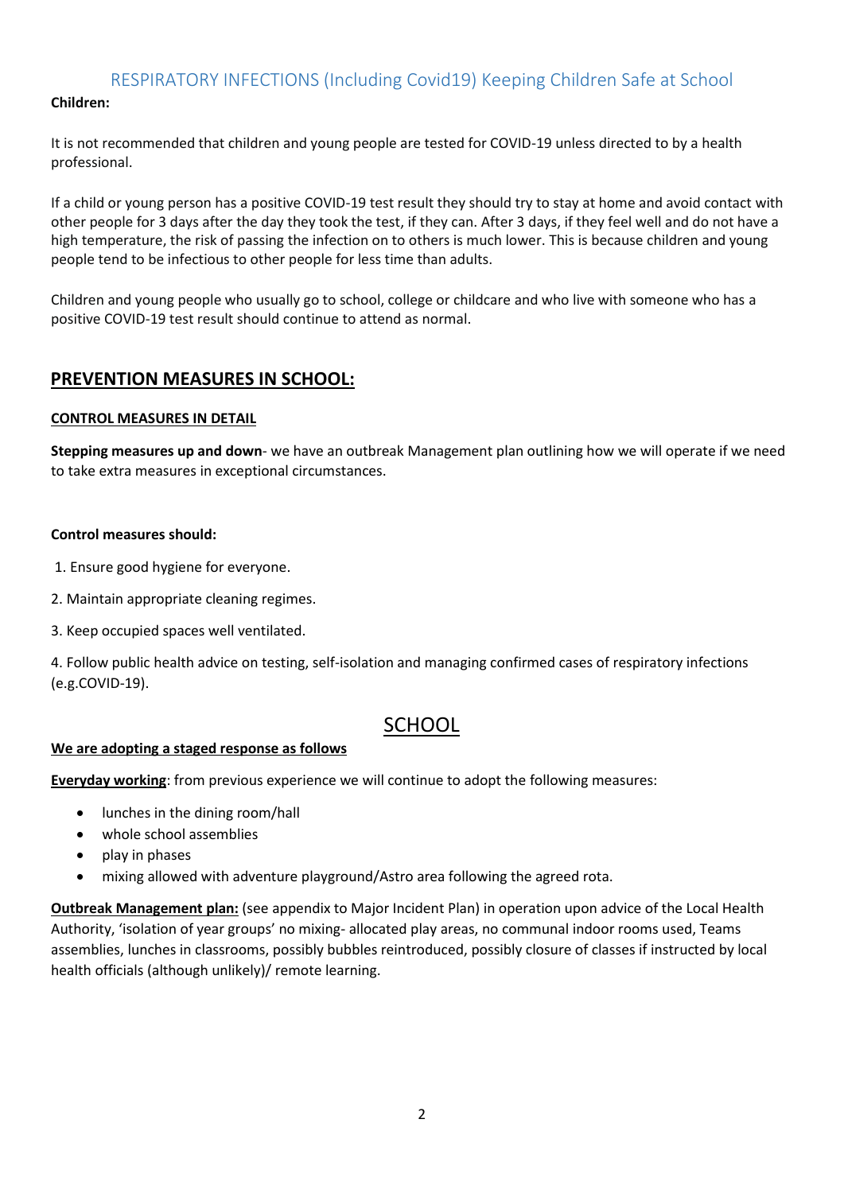## RESPIRATORY INFECTIONS (Including Covid19) Keeping Children Safe at School

**Children:**

It is not recommended that children and young people are tested for COVID-19 unless directed to by a health professional.

If a child or young person has a positive COVID-19 test result they should try to stay at home and avoid contact with other people for 3 days after the day they took the test, if they can. After 3 days, if they feel well and do not have a high temperature, the risk of passing the infection on to others is much lower. This is because children and young people tend to be infectious to other people for less time than adults.

Children and young people who usually go to school, college or childcare and who live with someone who has a positive COVID-19 test result should continue to attend as normal.

## PREVENTION MEASURES IN SCHOOL:

### CONTROL MEASURES IN DETAIL

**Stepping measures up and down**- we have an outbreak Management plan outlining how we will operate if we need to take extra measures in exceptional circumstances.

**Control measures should:**

1. Ensure good hygiene for everyone.
2. Maintain appropriate cleaning regimes.
3. Keep occupied spaces well ventilated.
4. Follow public health advice on testing, self-isolation and managing confirmed cases of respiratory infections (e.g.COVID-19).

## SCHOOL

**We are adopting a staged response as follows**

**Everyday working**: from previous experience we will continue to adopt the following measures:

- lunches in the dining room/hall
- whole school assemblies
- play in phases
- mixing allowed with adventure playground/Astro area following the agreed rota.

**Outbreak Management plan:** (see appendix to Major Incident Plan) in operation upon advice of the Local Health Authority, 'isolation of year groups' no mixing- allocated play areas, no communal indoor rooms used, Teams assemblies, lunches in classrooms, possibly bubbles reintroduced, possibly closure of classes if instructed by local health officials (although unlikely)/ remote learning.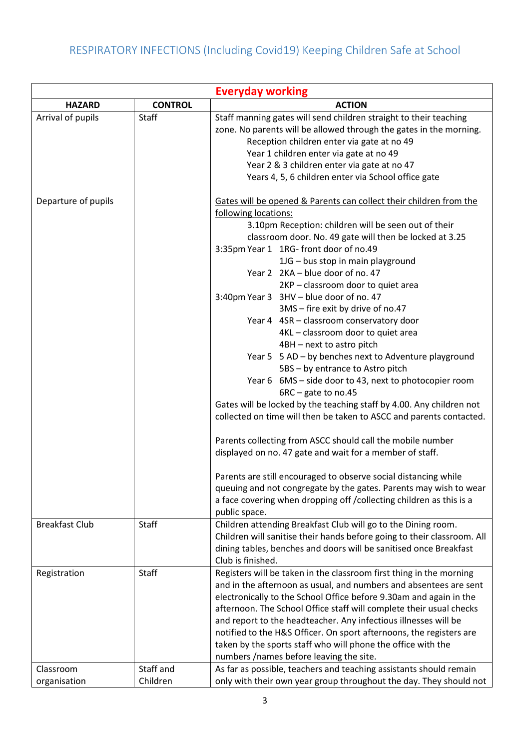# RESPIRATORY INFECTIONS (Including Covid19) Keeping Children Safe at School

| Everyday working | | |
|---|---|---|
| **HAZARD** | **CONTROL** | **ACTION** |
| Arrival of pupils | Staff | Staff manning gates will send children straight to their teaching zone. No parents will be allowed through the gates in the morning.<br>Reception children enter via gate at no 49<br>Year 1 children enter via gate at no 49<br>Year 2 & 3 children enter via gate at no 47<br>Years 4, 5, 6 children enter via School office gate |
| Departure of pupils | | Gates will be opened & Parents can collect their children from the following locations:<br>3.10pm Reception: children will be seen out of their classroom door. No. 49 gate will then be locked at 3.25<br>3:35pm Year 1 1RG- front door of no.49<br>1JG – bus stop in main playground<br>Year 2 2KA – blue door of no. 47<br>2KP – classroom door to quiet area<br>3:40pm Year 3 3HV – blue door of no. 47<br>3MS – fire exit by drive of no.47<br>Year 4 4SR – classroom conservatory door<br>4KL – classroom door to quiet area<br>4BH – next to astro pitch<br>Year 5 5 AD – by benches next to Adventure playground<br>5BS – by entrance to Astro pitch<br>Year 6 6MS – side door to 43, next to photocopier room<br>6RC – gate to no.45<br>Gates will be locked by the teaching staff by 4.00. Any children not collected on time will then be taken to ASCC and parents contacted.<br><br>Parents collecting from ASCC should call the mobile number displayed on no. 47 gate and wait for a member of staff.<br><br>Parents are still encouraged to observe social distancing while queuing and not congregate by the gates. Parents may wish to wear a face covering when dropping off /collecting children as this is a public space. |
| Breakfast Club | Staff | Children attending Breakfast Club will go to the Dining room. Children will sanitise their hands before going to their classroom. All dining tables, benches and doors will be sanitised once Breakfast Club is finished. |
| Registration | Staff | Registers will be taken in the classroom first thing in the morning and in the afternoon as usual, and numbers and absentees are sent electronically to the School Office before 9.30am and again in the afternoon. The School Office staff will complete their usual checks and report to the headteacher. Any infectious illnesses will be notified to the H&S Officer. On sport afternoons, the registers are taken by the sports staff who will phone the office with the numbers /names before leaving the site. |
| Classroom organisation | Staff and Children | As far as possible, teachers and teaching assistants should remain only with their own year group throughout the day. They should not |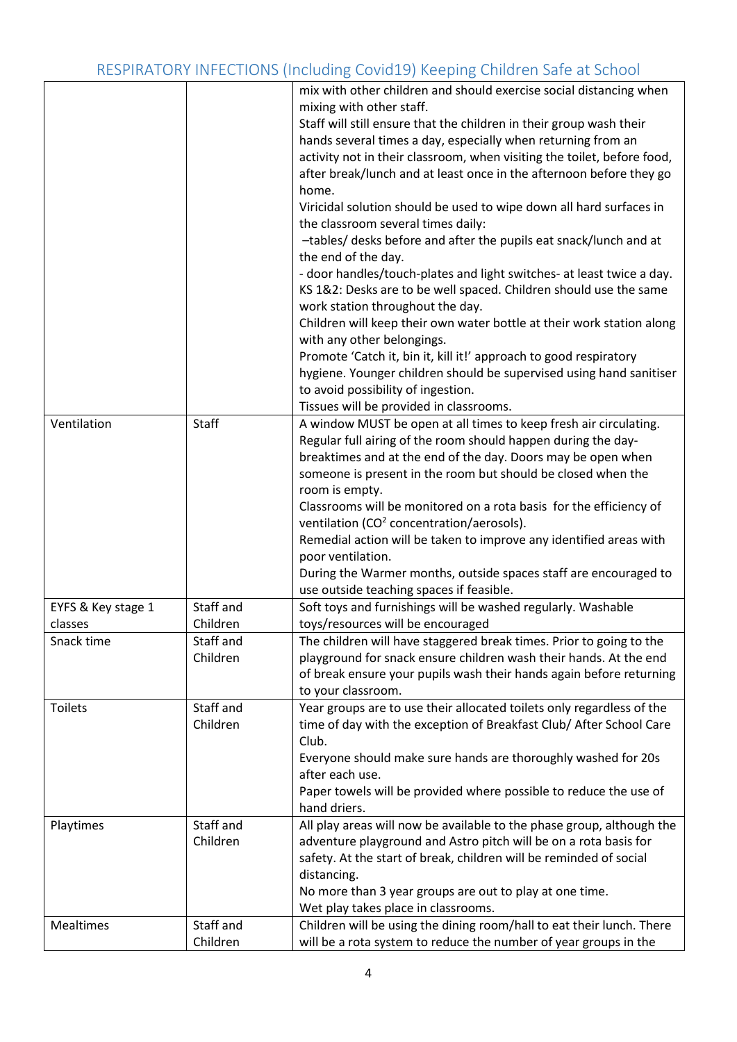# RESPIRATORY INFECTIONS (Including Covid19) Keeping Children Safe at School

| | | |
|---|---|---|
| | | mix with other children and should exercise social distancing when mixing with other staff.<br>Staff will still ensure that the children in their group wash their hands several times a day, especially when returning from an activity not in their classroom, when visiting the toilet, before food, after break/lunch and at least once in the afternoon before they go home.<br>Viricidal solution should be used to wipe down all hard surfaces in the classroom several times daily:<br>–tables/ desks before and after the pupils eat snack/lunch and at the end of the day.<br>- door handles/touch-plates and light switches- at least twice a day.<br>KS 1&2: Desks are to be well spaced. Children should use the same work station throughout the day.<br>Children will keep their own water bottle at their work station along with any other belongings.<br>Promote 'Catch it, bin it, kill it!' approach to good respiratory hygiene. Younger children should be supervised using hand sanitiser to avoid possibility of ingestion.<br>Tissues will be provided in classrooms. |
| Ventilation | Staff | A window MUST be open at all times to keep fresh air circulating. Regular full airing of the room should happen during the day- breaktimes and at the end of the day. Doors may be open when someone is present in the room but should be closed when the room is empty.<br>Classrooms will be monitored on a rota basis for the efficiency of ventilation ($CO^2$ concentration/aerosols).<br>Remedial action will be taken to improve any identified areas with poor ventilation.<br>During the Warmer months, outside spaces staff are encouraged to use outside teaching spaces if feasible. |
| EYFS & Key stage 1 classes | Staff and Children | Soft toys and furnishings will be washed regularly. Washable toys/resources will be encouraged |
| Snack time | Staff and Children | The children will have staggered break times. Prior to going to the playground for snack ensure children wash their hands. At the end of break ensure your pupils wash their hands again before returning to your classroom. |
| Toilets | Staff and Children | Year groups are to use their allocated toilets only regardless of the time of day with the exception of Breakfast Club/ After School Care Club.<br>Everyone should make sure hands are thoroughly washed for 20s after each use.<br>Paper towels will be provided where possible to reduce the use of hand driers. |
| Playtimes | Staff and Children | All play areas will now be available to the phase group, although the adventure playground and Astro pitch will be on a rota basis for safety. At the start of break, children will be reminded of social distancing.<br>No more than 3 year groups are out to play at one time.<br>Wet play takes place in classrooms. |
| Mealtimes | Staff and Children | Children will be using the dining room/hall to eat their lunch. There will be a rota system to reduce the number of year groups in the |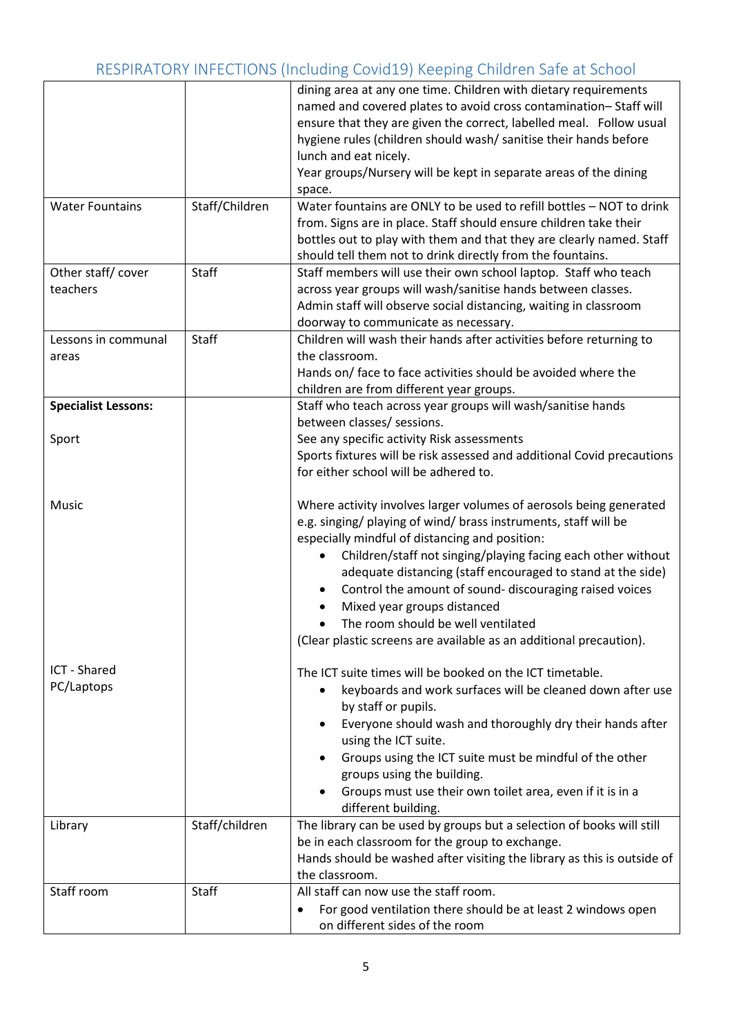| | | |
|---|---|---|
| | | dining area at any one time. Children with dietary requirements named and covered plates to avoid cross contamination– Staff will ensure that they are given the correct, labelled meal. Follow usual hygiene rules (children should wash/ sanitise their hands before lunch and eat nicely.<br>Year groups/Nursery will be kept in separate areas of the dining space. |
| Water Fountains | Staff/Children | Water fountains are ONLY to be used to refill bottles – NOT to drink from. Signs are in place. Staff should ensure children take their bottles out to play with them and that they are clearly named. Staff should tell them not to drink directly from the fountains. |
| Other staff/ cover teachers | Staff | Staff members will use their own school laptop. Staff who teach across year groups will wash/sanitise hands between classes.<br>Admin staff will observe social distancing, waiting in classroom doorway to communicate as necessary. |
| Lessons in communal areas | Staff | Children will wash their hands after activities before returning to the classroom.<br>Hands on/ face to face activities should be avoided where the children are from different year groups. |
| **Specialist Lessons:**<br><br>Sport<br><br><br><br>Music<br><br><br><br><br><br><br><br><br>ICT - Shared PC/Laptops | | Staff who teach across year groups will wash/sanitise hands between classes/ sessions.<br>See any specific activity Risk assessments<br>Sports fixtures will be risk assessed and additional Covid precautions for either school will be adhered to.<br><br>Where activity involves larger volumes of aerosols being generated e.g. singing/ playing of wind/ brass instruments, staff will be especially mindful of distancing and position:<br>• Children/staff not singing/playing facing each other without adequate distancing (staff encouraged to stand at the side)<br>• Control the amount of sound- discouraging raised voices<br>• Mixed year groups distanced<br>• The room should be well ventilated<br>(Clear plastic screens are available as an additional precaution).<br><br>The ICT suite times will be booked on the ICT timetable.<br>• keyboards and work surfaces will be cleaned down after use by staff or pupils.<br>• Everyone should wash and thoroughly dry their hands after using the ICT suite.<br>• Groups using the ICT suite must be mindful of the other groups using the building.<br>• Groups must use their own toilet area, even if it is in a different building. |
| Library | Staff/children | The library can be used by groups but a selection of books will still be in each classroom for the group to exchange.<br>Hands should be washed after visiting the library as this is outside of the classroom. |
| Staff room | Staff | All staff can now use the staff room.<br>• For good ventilation there should be at least 2 windows open on different sides of the room |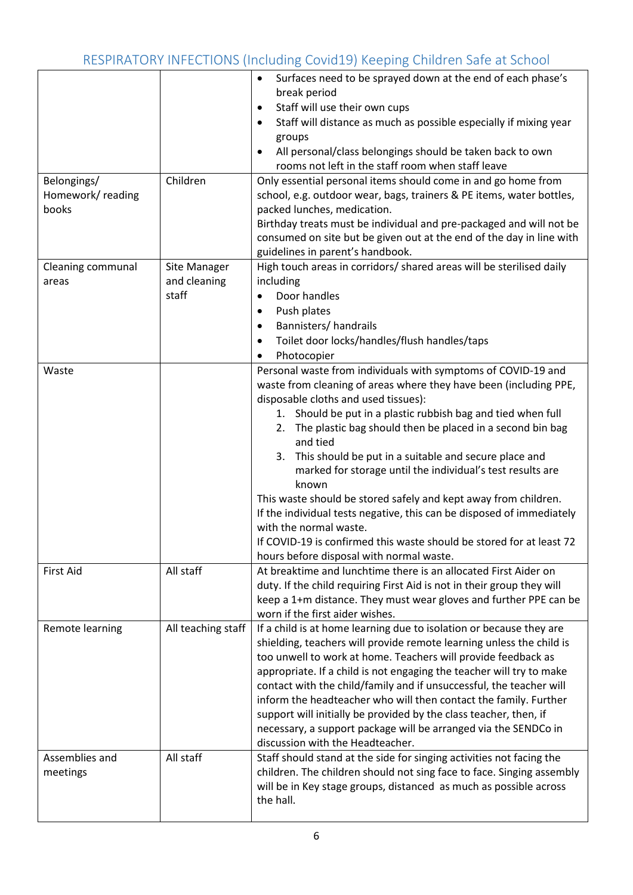| | | |
|---|---|---|
| | | • Surfaces need to be sprayed down at the end of each phase's break period<br>• Staff will use their own cups<br>• Staff will distance as much as possible especially if mixing year groups<br>• All personal/class belongings should be taken back to own rooms not left in the staff room when staff leave |
| Belongings/ Homework/ reading books | Children | Only essential personal items should come in and go home from school, e.g. outdoor wear, bags, trainers & PE items, water bottles, packed lunches, medication.<br>Birthday treats must be individual and pre-packaged and will not be consumed on site but be given out at the end of the day in line with guidelines in parent's handbook. |
| Cleaning communal areas | Site Manager and cleaning staff | High touch areas in corridors/ shared areas will be sterilised daily including<br>• Door handles<br>• Push plates<br>• Bannisters/ handrails<br>• Toilet door locks/handles/flush handles/taps<br>• Photocopier |
| Waste | | Personal waste from individuals with symptoms of COVID-19 and waste from cleaning of areas where they have been (including PPE, disposable cloths and used tissues):<br>1. Should be put in a plastic rubbish bag and tied when full<br>2. The plastic bag should then be placed in a second bin bag and tied<br>3. This should be put in a suitable and secure place and marked for storage until the individual's test results are known<br>This waste should be stored safely and kept away from children.<br>If the individual tests negative, this can be disposed of immediately with the normal waste.<br>If COVID-19 is confirmed this waste should be stored for at least 72 hours before disposal with normal waste. |
| First Aid | All staff | At breaktime and lunchtime there is an allocated First Aider on duty. If the child requiring First Aid is not in their group they will keep a 1+m distance. They must wear gloves and further PPE can be worn if the first aider wishes. |
| Remote learning | All teaching staff | If a child is at home learning due to isolation or because they are shielding, teachers will provide remote learning unless the child is too unwell to work at home. Teachers will provide feedback as appropriate. If a child is not engaging the teacher will try to make contact with the child/family and if unsuccessful, the teacher will inform the headteacher who will then contact the family. Further support will initially be provided by the class teacher, then, if necessary, a support package will be arranged via the SENDCo in discussion with the Headteacher. |
| Assemblies and meetings | All staff | Staff should stand at the side for singing activities not facing the children. The children should not sing face to face. Singing assembly will be in Key stage groups, distanced as much as possible across the hall. |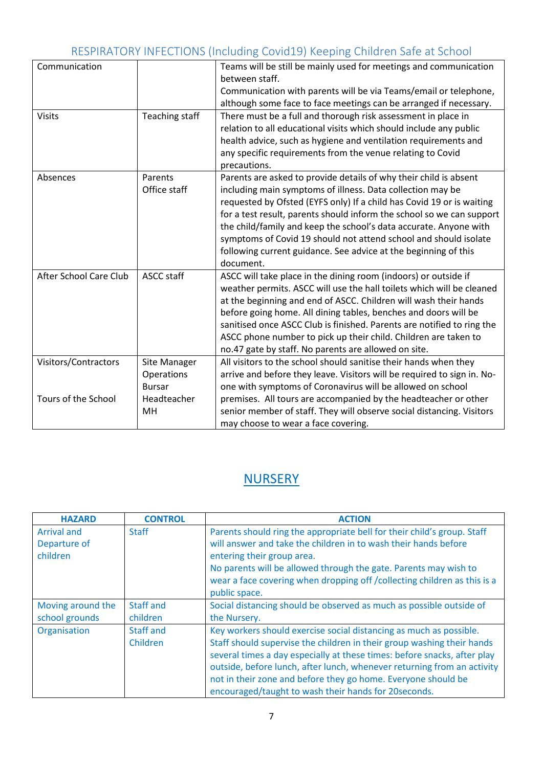# RESPIRATORY INFECTIONS (Including Covid19) Keeping Children Safe at School

| | | |
|---|---|---|
| Communication | | Teams will be still be mainly used for meetings and communication between staff.<br>Communication with parents will be via Teams/email or telephone, although some face to face meetings can be arranged if necessary. |
| Visits | Teaching staff | There must be a full and thorough risk assessment in place in relation to all educational visits which should include any public health advice, such as hygiene and ventilation requirements and any specific requirements from the venue relating to Covid precautions. |
| Absences | Parents<br>Office staff | Parents are asked to provide details of why their child is absent including main symptoms of illness. Data collection may be requested by Ofsted (EYFS only) If a child has Covid 19 or is waiting for a test result, parents should inform the school so we can support the child/family and keep the school's data accurate. Anyone with symptoms of Covid 19 should not attend school and should isolate following current guidance. See advice at the beginning of this document. |
| After School Care Club | ASCC staff | ASCC will take place in the dining room (indoors) or outside if weather permits. ASCC will use the hall toilets which will be cleaned at the beginning and end of ASCC. Children will wash their hands before going home. All dining tables, benches and doors will be sanitised once ASCC Club is finished. Parents are notified to ring the ASCC phone number to pick up their child. Children are taken to no.47 gate by staff. No parents are allowed on site. |
| Visitors/Contractors<br><br>Tours of the School | Site Manager<br>Operations<br>Bursar<br>Headteacher<br>MH | All visitors to the school should sanitise their hands when they arrive and before they leave. Visitors will be required to sign in. No-one with symptoms of Coronavirus will be allowed on school premises. All tours are accompanied by the headteacher or other senior member of staff. They will observe social distancing. Visitors may choose to wear a face covering. |

## NURSERY

| HAZARD | CONTROL | ACTION |
|---|---|---|
| Arrival and Departure of children | Staff | Parents should ring the appropriate bell for their child's group. Staff will answer and take the children in to wash their hands before entering their group area.<br>No parents will be allowed through the gate. Parents may wish to wear a face covering when dropping off /collecting children as this is a public space. |
| Moving around the school grounds | Staff and children | Social distancing should be observed as much as possible outside of the Nursery. |
| Organisation | Staff and Children | Key workers should exercise social distancing as much as possible. Staff should supervise the children in their group washing their hands several times a day especially at these times: before snacks, after play outside, before lunch, after lunch, whenever returning from an activity not in their zone and before they go home. Everyone should be encouraged/taught to wash their hands for 20seconds. |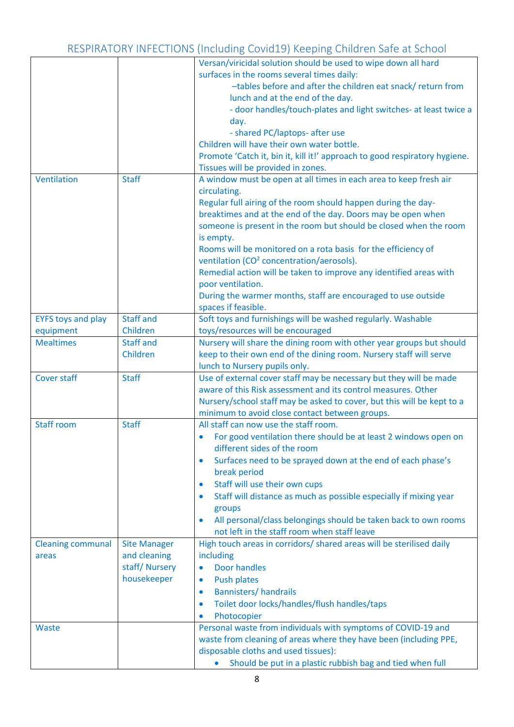# RESPIRATORY INFECTIONS (Including Covid19) Keeping Children Safe at School

| | | |
|---|---|---|
| | | Versan/viricidal solution should be used to wipe down all hard surfaces in the rooms several times daily:<br>–tables before and after the children eat snack/ return from lunch and at the end of the day.<br>- door handles/touch-plates and light switches- at least twice a day.<br>- shared PC/laptops- after use<br>Children will have their own water bottle.<br>Promote 'Catch it, bin it, kill it!' approach to good respiratory hygiene.<br>Tissues will be provided in zones. |
| Ventilation | Staff | A window must be open at all times in each area to keep fresh air circulating.<br>Regular full airing of the room should happen during the day- breaktimes and at the end of the day. Doors may be open when someone is present in the room but should be closed when the room is empty.<br>Rooms will be monitored on a rota basis for the efficiency of ventilation ($CO^2$ concentration/aerosols).<br>Remedial action will be taken to improve any identified areas with poor ventilation.<br>During the warmer months, staff are encouraged to use outside spaces if feasible. |
| EYFS toys and play equipment | Staff and Children | Soft toys and furnishings will be washed regularly. Washable toys/resources will be encouraged |
| Mealtimes | Staff and Children | Nursery will share the dining room with other year groups but should keep to their own end of the dining room. Nursery staff will serve lunch to Nursery pupils only. |
| Cover staff | Staff | Use of external cover staff may be necessary but they will be made aware of this Risk assessment and its control measures. Other Nursery/school staff may be asked to cover, but this will be kept to a minimum to avoid close contact between groups. |
| Staff room | Staff | All staff can now use the staff room.<br>• For good ventilation there should be at least 2 windows open on different sides of the room<br>• Surfaces need to be sprayed down at the end of each phase's break period<br>• Staff will use their own cups<br>• Staff will distance as much as possible especially if mixing year groups<br>• All personal/class belongings should be taken back to own rooms not left in the staff room when staff leave |
| Cleaning communal areas | Site Manager and cleaning staff/ Nursery housekeeper | High touch areas in corridors/ shared areas will be sterilised daily including<br>• Door handles<br>• Push plates<br>• Bannisters/ handrails<br>• Toilet door locks/handles/flush handles/taps<br>• Photocopier |
| Waste | | Personal waste from individuals with symptoms of COVID-19 and waste from cleaning of areas where they have been (including PPE, disposable cloths and used tissues):<br>• Should be put in a plastic rubbish bag and tied when full |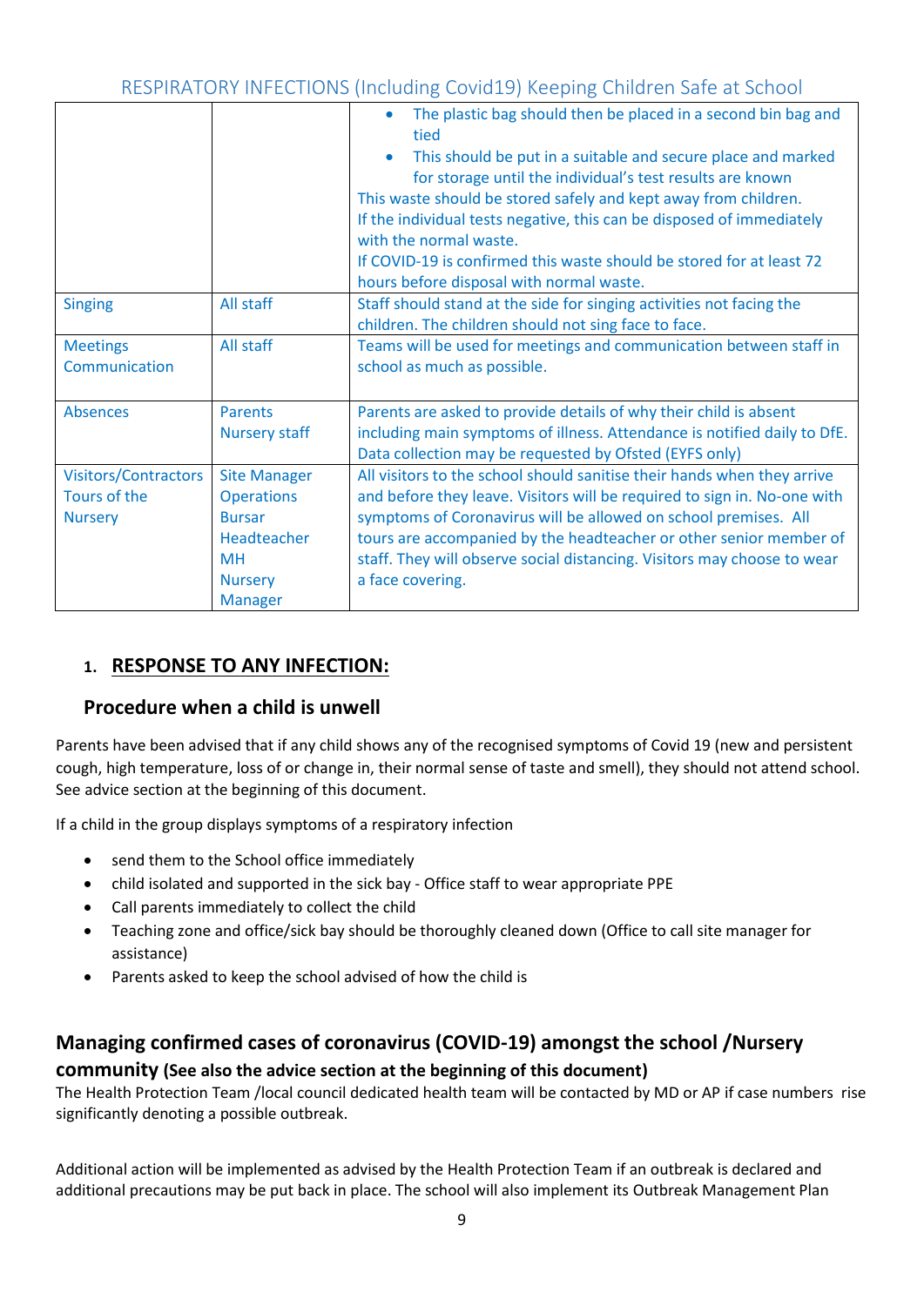| | | |
|---|---|---|
| | | • The plastic bag should then be placed in a second bin bag and tied<br>• This should be put in a suitable and secure place and marked for storage until the individual's test results are known<br>This waste should be stored safely and kept away from children.<br>If the individual tests negative, this can be disposed of immediately with the normal waste.<br>If COVID-19 is confirmed this waste should be stored for at least 72 hours before disposal with normal waste. |
| Singing | All staff | Staff should stand at the side for singing activities not facing the children. The children should not sing face to face. |
| Meetings Communication | All staff | Teams will be used for meetings and communication between staff in school as much as possible. |
| Absences | Parents Nursery staff | Parents are asked to provide details of why their child is absent including main symptoms of illness. Attendance is notified daily to DfE. Data collection may be requested by Ofsted (EYFS only) |
| Visitors/Contractors Tours of the Nursery | Site Manager Operations Bursar Headteacher MH Nursery Manager | All visitors to the school should sanitise their hands when they arrive and before they leave. Visitors will be required to sign in. No-one with symptoms of Coronavirus will be allowed on school premises. All tours are accompanied by the headteacher or other senior member of staff. They will observe social distancing. Visitors may choose to wear a face covering. |

## 1. RESPONSE TO ANY INFECTION:

### Procedure when a child is unwell

Parents have been advised that if any child shows any of the recognised symptoms of Covid 19 (new and persistent cough, high temperature, loss of or change in, their normal sense of taste and smell), they should not attend school. See advice section at the beginning of this document.

If a child in the group displays symptoms of a respiratory infection

- send them to the School office immediately
- child isolated and supported in the sick bay - Office staff to wear appropriate PPE
- Call parents immediately to collect the child
- Teaching zone and office/sick bay should be thoroughly cleaned down (Office to call site manager for assistance)
- Parents asked to keep the school advised of how the child is

## Managing confirmed cases of coronavirus (COVID-19) amongst the school /Nursery community (See also the advice section at the beginning of this document)

The Health Protection Team /local council dedicated health team will be contacted by MD or AP if case numbers rise significantly denoting a possible outbreak.

Additional action will be implemented as advised by the Health Protection Team if an outbreak is declared and additional precautions may be put back in place. The school will also implement its Outbreak Management Plan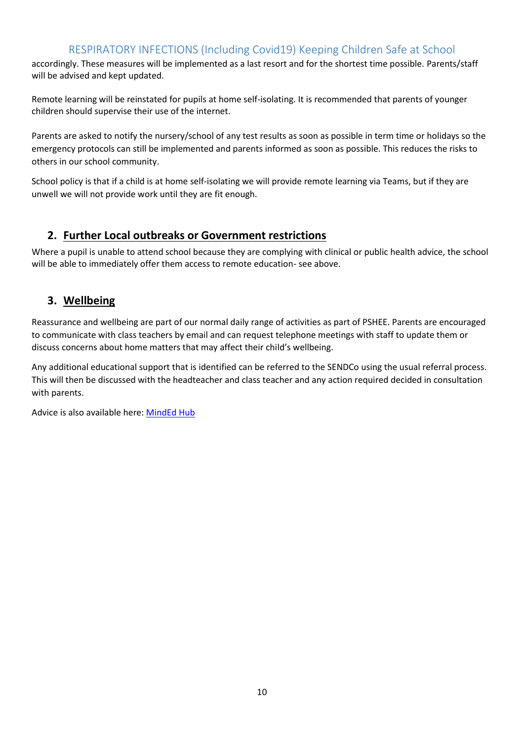accordingly. These measures will be implemented as a last resort and for the shortest time possible. Parents/staff will be advised and kept updated.

Remote learning will be reinstated for pupils at home self-isolating. It is recommended that parents of younger children should supervise their use of the internet.

Parents are asked to notify the nursery/school of any test results as soon as possible in term time or holidays so the emergency protocols can still be implemented and parents informed as soon as possible. This reduces the risks to others in our school community.

School policy is that if a child is at home self-isolating we will provide remote learning via Teams, but if they are unwell we will not provide work until they are fit enough.

## 2. Further Local outbreaks or Government restrictions

Where a pupil is unable to attend school because they are complying with clinical or public health advice, the school will be able to immediately offer them access to remote education- see above.

## 3. Wellbeing

Reassurance and wellbeing are part of our normal daily range of activities as part of PSHEE. Parents are encouraged to communicate with class teachers by email and can request telephone meetings with staff to update them or discuss concerns about home matters that may affect their child's wellbeing.

Any additional educational support that is identified can be referred to the SENDCo using the usual referral process. This will then be discussed with the headteacher and class teacher and any action required decided in consultation with parents.

Advice is also available here: MindEd Hub